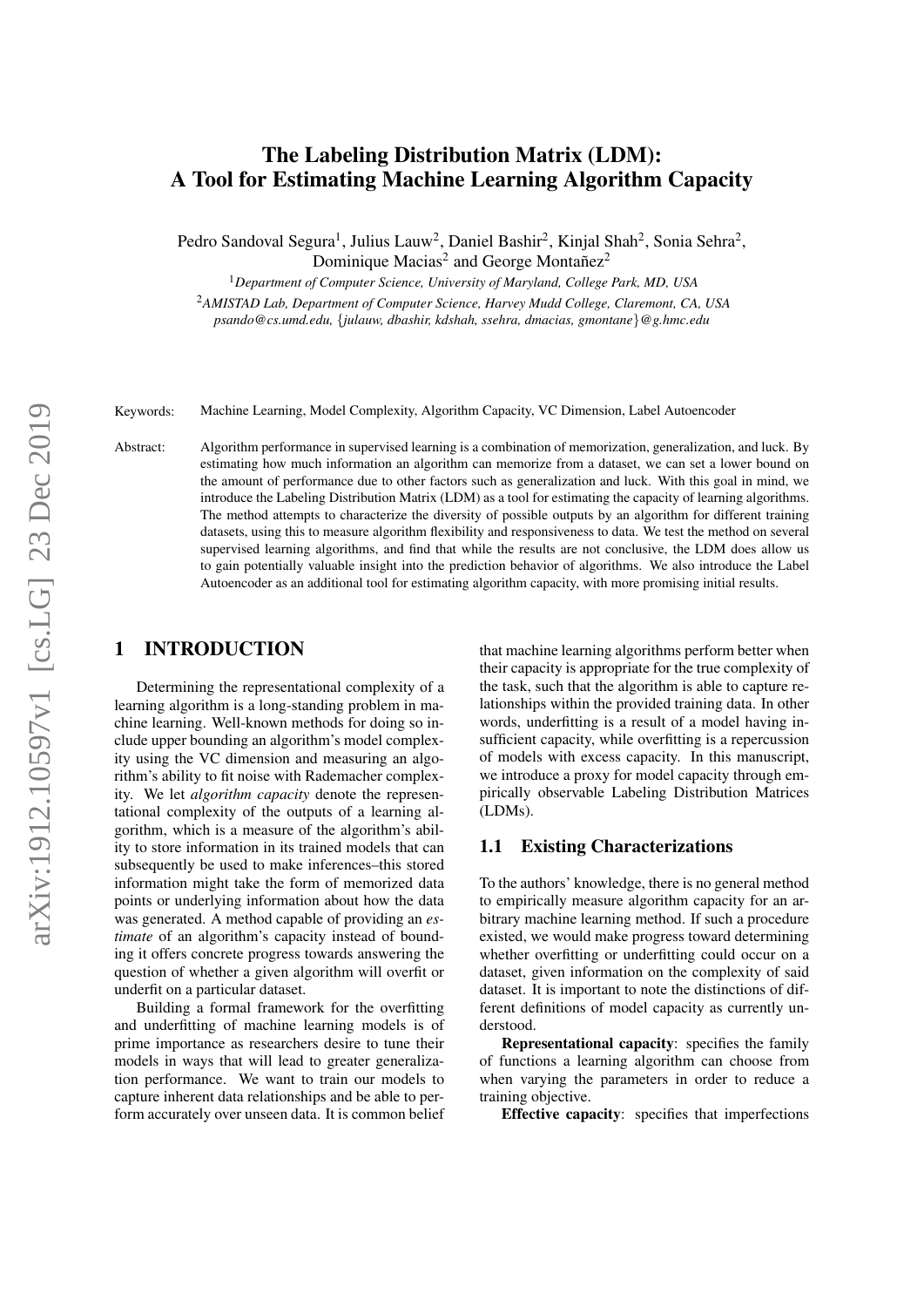# The Labeling Distribution Matrix (LDM): A Tool for Estimating Machine Learning Algorithm Capacity

Pedro Sandoval Segura[1], Julius Lauw[2], Daniel Bashir[2], Kinjal Shah[2], Sonia Sehra[2], Dominique Macias[2] and George Montañez[2]

[1]*Department of Computer Science, University of Maryland, College Park, MD, USA*

[2]*AMISTAD Lab, Department of Computer Science, Harvey Mudd College, Claremont, CA, USA*

*psando@cs.umd.edu, {julauw, dbashir, kdshah, ssehra, dmacias, gmontane}@g.hmc.edu*

Keywords: Machine Learning, Model Complexity, Algorithm Capacity, VC Dimension, Label Autoencoder

Abstract: Algorithm performance in supervised learning is a combination of memorization, generalization, and luck. By estimating how much information an algorithm can memorize from a dataset, we can set a lower bound on the amount of performance due to other factors such as generalization and luck. With this goal in mind, we introduce the Labeling Distribution Matrix (LDM) as a tool for estimating the capacity of learning algorithms. The method attempts to characterize the diversity of possible outputs by an algorithm for different training datasets, using this to measure algorithm flexibility and responsiveness to data. We test the method on several supervised learning algorithms, and find that while the results are not conclusive, the LDM does allow us to gain potentially valuable insight into the prediction behavior of algorithms. We also introduce the Label Autoencoder as an additional tool for estimating algorithm capacity, with more promising initial results.

## 1 INTRODUCTION

Determining the representational complexity of a learning algorithm is a long-standing problem in machine learning. Well-known methods for doing so include upper bounding an algorithm's model complexity using the VC dimension and measuring an algorithm's ability to fit noise with Rademacher complexity. We let *algorithm capacity* denote the representational complexity of the outputs of a learning algorithm, which is a measure of the algorithm's ability to store information in its trained models that can subsequently be used to make inferences–this stored information might take the form of memorized data points or underlying information about how the data was generated. A method capable of providing an *estimate* of an algorithm's capacity instead of bounding it offers concrete progress towards answering the question of whether a given algorithm will overfit or underfit on a particular dataset.

Building a formal framework for the overfitting and underfitting of machine learning models is of prime importance as researchers desire to tune their models in ways that will lead to greater generalization performance. We want to train our models to capture inherent data relationships and be able to perform accurately over unseen data. It is common belief that machine learning algorithms perform better when their capacity is appropriate for the true complexity of the task, such that the algorithm is able to capture relationships within the provided training data. In other words, underfitting is a result of a model having insufficient capacity, while overfitting is a repercussion of models with excess capacity. In this manuscript, we introduce a proxy for model capacity through empirically observable Labeling Distribution Matrices (LDMs).

### 1.1 Existing Characterizations

To the authors' knowledge, there is no general method to empirically measure algorithm capacity for an arbitrary machine learning method. If such a procedure existed, we would make progress toward determining whether overfitting or underfitting could occur on a dataset, given information on the complexity of said dataset. It is important to note the distinctions of different definitions of model capacity as currently understood.

**Representational capacity**: specifies the family of functions a learning algorithm can choose from when varying the parameters in order to reduce a training objective.

**Effective capacity**: specifies that imperfections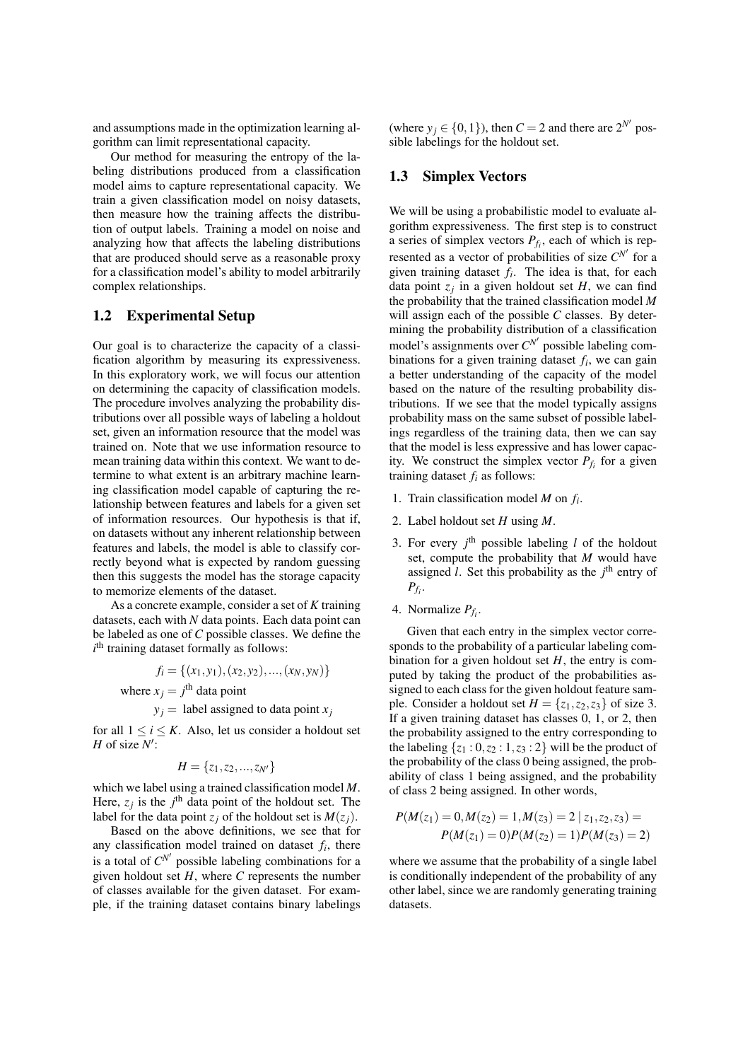and assumptions made in the optimization learning algorithm can limit representational capacity.

Our method for measuring the entropy of the labeling distributions produced from a classification model aims to capture representational capacity. We train a given classification model on noisy datasets, then measure how the training affects the distribution of output labels. Training a model on noise and analyzing how that affects the labeling distributions that are produced should serve as a reasonable proxy for a classification model's ability to model arbitrarily complex relationships.

## 1.2 Experimental Setup

Our goal is to characterize the capacity of a classification algorithm by measuring its expressiveness. In this exploratory work, we will focus our attention on determining the capacity of classification models. The procedure involves analyzing the probability distributions over all possible ways of labeling a holdout set, given an information resource that the model was trained on. Note that we use information resource to mean training data within this context. We want to determine to what extent is an arbitrary machine learning classification model capable of capturing the relationship between features and labels for a given set of information resources. Our hypothesis is that if, on datasets without any inherent relationship between features and labels, the model is able to classify correctly beyond what is expected by random guessing then this suggests the model has the storage capacity to memorize elements of the dataset.

As a concrete example, consider a set of $K$ training datasets, each with $N$ data points. Each data point can be labeled as one of $C$ possible classes. We define the $i^{\text{th}}$ training dataset formally as follows:

$$f_i = \{(x_1, y_1), (x_2, y_2), ..., (x_N, y_N)\}$$

where $x_j = j^{\text{th}}$ data point

$y_j =$ label assigned to data point $x_j$

for all $1 \leq i \leq K$. Also, let us consider a holdout set $H$ of size $N'$:

$$H = \{z_1, z_2, ..., z_{N'}\}$$

which we label using a trained classification model $M$. Here, $z_j$ is the $j^{\text{th}}$ data point of the holdout set. The label for the data point $z_j$ of the holdout set is $M(z_j)$.

Based on the above definitions, we see that for any classification model trained on dataset $f_i$, there is a total of $C^{N'}$ possible labeling combinations for a given holdout set $H$, where $C$ represents the number of classes available for the given dataset. For example, if the training dataset contains binary labelings (where $y_j \in \{0, 1\}$), then $C = 2$ and there are $2^{N'}$ possible labelings for the holdout set.

## 1.3 Simplex Vectors

We will be using a probabilistic model to evaluate algorithm expressiveness. The first step is to construct a series of simplex vectors $P_{f_i}$, each of which is represented as a vector of probabilities of size $C^{N'}$ for a given training dataset $f_i$. The idea is that, for each data point $z_j$ in a given holdout set $H$, we can find the probability that the trained classification model $M$ will assign each of the possible $C$ classes. By determining the probability distribution of a classification model's assignments over $C^{N'}$ possible labeling combinations for a given training dataset $f_i$, we can gain a better understanding of the capacity of the model based on the nature of the resulting probability distributions. If we see that the model typically assigns probability mass on the same subset of possible labelings regardless of the training data, then we can say that the model is less expressive and has lower capacity. We construct the simplex vector $P_{f_i}$ for a given training dataset $f_i$ as follows:

1. Train classification model $M$ on $f_i$.
2. Label holdout set $H$ using $M$.
3. For every $j^{\text{th}}$ possible labeling $l$ of the holdout set, compute the probability that $M$ would have assigned $l$. Set this probability as the $j^{\text{th}}$ entry of $P_{f_i}$.
4. Normalize $P_{f_i}$.

Given that each entry in the simplex vector corresponds to the probability of a particular labeling combination for a given holdout set $H$, the entry is computed by taking the product of the probabilities assigned to each class for the given holdout feature sample. Consider a holdout set $H = \{z_1, z_2, z_3\}$ of size 3. If a given training dataset has classes 0, 1, or 2, then the probability assigned to the entry corresponding to the labeling $\{z_1 : 0, z_2 : 1, z_3 : 2\}$ will be the product of the probability of the class 0 being assigned, the probability of class 1 being assigned, and the probability of class 2 being assigned. In other words,

$$P(M(z_1) = 0, M(z_2) = 1, M(z_3) = 2 \mid z_1, z_2, z_3) = P(M(z_1) = 0)P(M(z_2) = 1)P(M(z_3) = 2)$$

where we assume that the probability of a single label is conditionally independent of the probability of any other label, since we are randomly generating training datasets.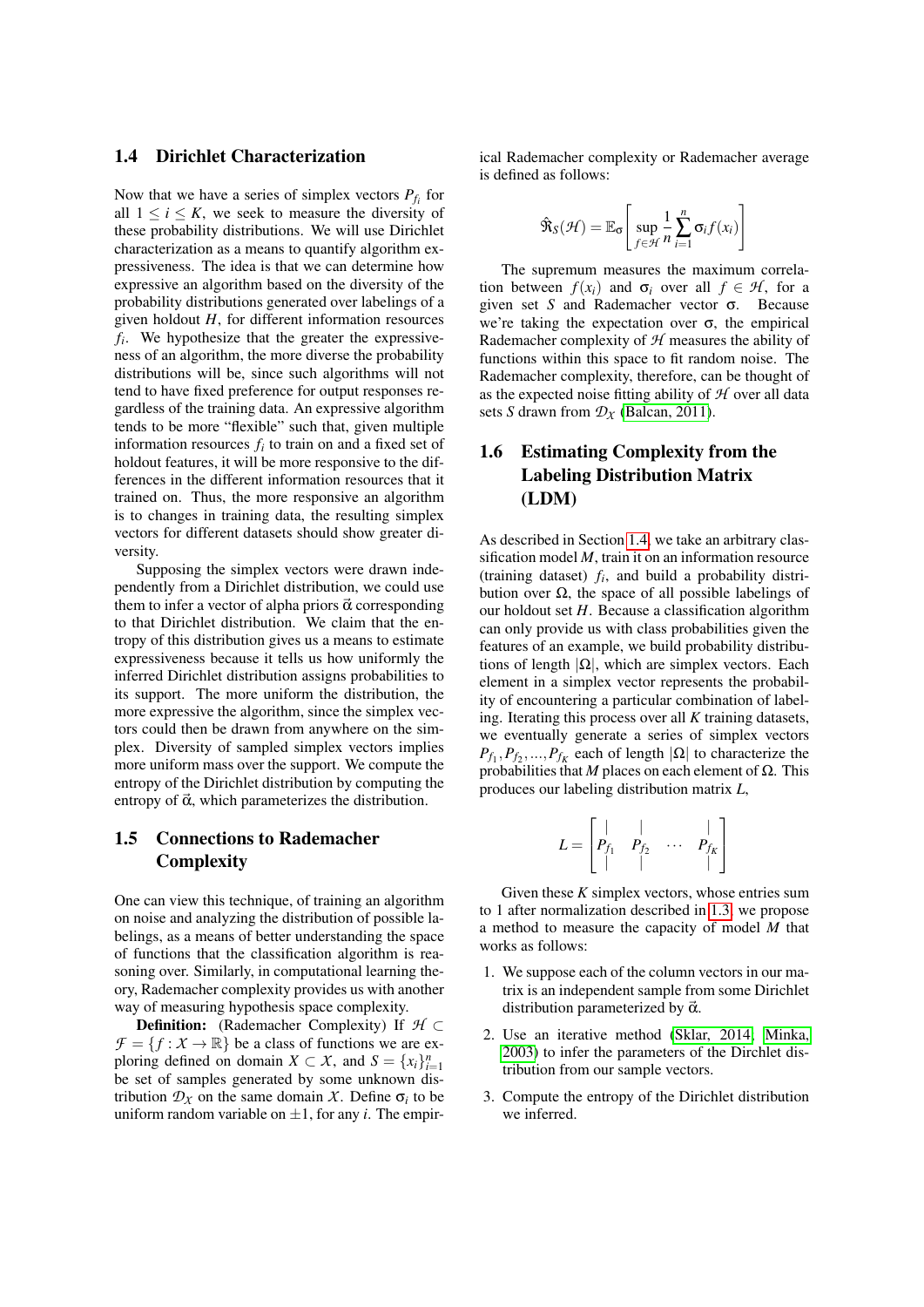## 1.4 Dirichlet Characterization

Now that we have a series of simplex vectors $P_{f_i}$ for all $1 \leq i \leq K$, we seek to measure the diversity of these probability distributions. We will use Dirichlet characterization as a means to quantify algorithm expressiveness. The idea is that we can determine how expressive an algorithm based on the diversity of the probability distributions generated over labelings of a given holdout $H$, for different information resources $f_i$. We hypothesize that the greater the expressiveness of an algorithm, the more diverse the probability distributions will be, since such algorithms will not tend to have fixed preference for output responses regardless of the training data. An expressive algorithm tends to be more "flexible" such that, given multiple information resources $f_i$ to train on and a fixed set of holdout features, it will be more responsive to the differences in the different information resources that it trained on. Thus, the more responsive an algorithm is to changes in training data, the resulting simplex vectors for different datasets should show greater diversity.

Supposing the simplex vectors were drawn independently from a Dirichlet distribution, we could use them to infer a vector of alpha priors $\vec{\alpha}$ corresponding to that Dirichlet distribution. We claim that the entropy of this distribution gives us a means to estimate expressiveness because it tells us how uniformly the inferred Dirichlet distribution assigns probabilities to its support. The more uniform the distribution, the more expressive the algorithm, since the simplex vectors could then be drawn from anywhere on the simplex. Diversity of sampled simplex vectors implies more uniform mass over the support. We compute the entropy of the Dirichlet distribution by computing the entropy of $\vec{\alpha}$, which parameterizes the distribution.

## 1.5 Connections to Rademacher Complexity

One can view this technique, of training an algorithm on noise and analyzing the distribution of possible labelings, as a means of better understanding the space of functions that the classification algorithm is reasoning over. Similarly, in computational learning theory, Rademacher complexity provides us with another way of measuring hypothesis space complexity.

**Definition:** (Rademacher Complexity) If $\mathcal{H} \subset \mathcal{F} = \{f : \mathcal{X} \to \mathbb{R}\}$ be a class of functions we are exploring defined on domain $X \subset \mathcal{X}$, and $S = \{x_i\}_{i=1}^n$ be set of samples generated by some unknown distribution $\mathcal{D}_{\mathcal{X}}$ on the same domain $\mathcal{X}$. Define $\sigma_i$ to be uniform random variable on $\pm 1$, for any $i$. The empirical Rademacher complexity or Rademacher average is defined as follows:

$$\hat{\mathfrak{R}}_S(\mathcal{H}) = \mathbb{E}_\sigma \left[ \sup_{f \in \mathcal{H}} \frac{1}{n} \sum_{i=1}^{n} \sigma_i f(x_i) \right]$$

The supremum measures the maximum correlation between $f(x_i)$ and $\sigma_i$ over all $f \in \mathcal{H}$, for a given set $S$ and Rademacher vector $\sigma$. Because we're taking the expectation over $\sigma$, the empirical Rademacher complexity of $\mathcal{H}$ measures the ability of functions within this space to fit random noise. The Rademacher complexity, therefore, can be thought of as the expected noise fitting ability of $\mathcal{H}$ over all data sets $S$ drawn from $\mathcal{D}_{\mathcal{X}}$ (Balcan, 2011).

## 1.6 Estimating Complexity from the Labeling Distribution Matrix (LDM)

As described in Section 1.4, we take an arbitrary classification model $M$, train it on an information resource (training dataset) $f_i$, and build a probability distribution over $\Omega$, the space of all possible labelings of our holdout set $H$. Because a classification algorithm can only provide us with class probabilities given the features of an example, we build probability distributions of length $|\Omega|$, which are simplex vectors. Each element in a simplex vector represents the probability of encountering a particular combination of labeling. Iterating this process over all $K$ training datasets, we eventually generate a series of simplex vectors $P_{f_1}, P_{f_2}, ..., P_{f_K}$ each of length $|\Omega|$ to characterize the probabilities that $M$ places on each element of $\Omega$. This produces our labeling distribution matrix $L$,

$$L = \begin{bmatrix} | & | & & | \\ P_{f_1} & P_{f_2} & \cdots & P_{f_K} \\ | & | & & | \end{bmatrix}$$

Given these $K$ simplex vectors, whose entries sum to 1 after normalization described in 1.3, we propose a method to measure the capacity of model $M$ that works as follows:

1. We suppose each of the column vectors in our matrix is an independent sample from some Dirichlet distribution parameterized by $\vec{\alpha}$.
2. Use an iterative method (Sklar, 2014; Minka, 2003) to infer the parameters of the Dirchlet distribution from our sample vectors.
3. Compute the entropy of the Dirichlet distribution we inferred.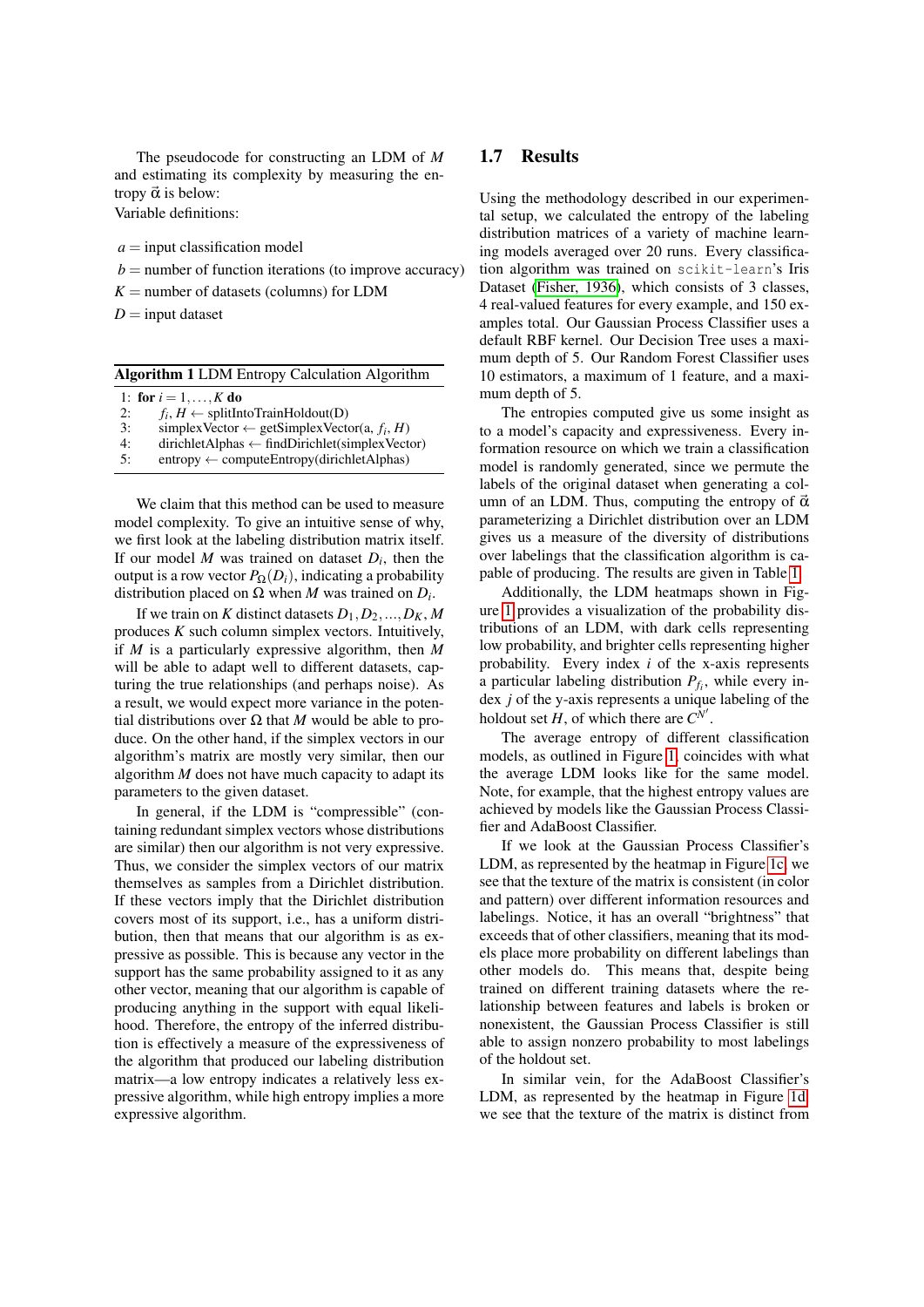The pseudocode for constructing an LDM of $M$ and estimating its complexity by measuring the entropy $\vec{\alpha}$ is below:
Variable definitions:

$a$ = input classification model
$b$ = number of function iterations (to improve accuracy)
$K$ = number of datasets (columns) for LDM
$D$ = input dataset

**Algorithm 1** LDM Entropy Calculation Algorithm

```
1: for i = 1,...,K do
2:     f_i, H ← splitIntoTrainHoldout(D)
3:     simplexVector ← getSimplexVector(a, f_i, H)
4:     dirichletAlphas ← findDirichlet(simplexVector)
5:     entropy ← computeEntropy(dirichletAlphas)
```

We claim that this method can be used to measure model complexity. To give an intuitive sense of why, we first look at the labeling distribution matrix itself. If our model $M$ was trained on dataset $D_i$, then the output is a row vector $P_\Omega(D_i)$, indicating a probability distribution placed on $\Omega$ when $M$ was trained on $D_i$.

If we train on $K$ distinct datasets $D_1, D_2, \ldots, D_K$, $M$ produces $K$ such column simplex vectors. Intuitively, if $M$ is a particularly expressive algorithm, then $M$ will be able to adapt well to different datasets, capturing the true relationships (and perhaps noise). As a result, we would expect more variance in the potential distributions over $\Omega$ that $M$ would be able to produce. On the other hand, if the simplex vectors in our algorithm's matrix are mostly very similar, then our algorithm $M$ does not have much capacity to adapt its parameters to the given dataset.

In general, if the LDM is "compressible" (containing redundant simplex vectors whose distributions are similar) then our algorithm is not very expressive. Thus, we consider the simplex vectors of our matrix themselves as samples from a Dirichlet distribution. If these vectors imply that the Dirichlet distribution covers most of its support, i.e., has a uniform distribution, then that means that our algorithm is as expressive as possible. This is because any vector in the support has the same probability assigned to it as any other vector, meaning that our algorithm is capable of producing anything in the support with equal likelihood. Therefore, the entropy of the inferred distribution is effectively a measure of the expressiveness of the algorithm that produced our labeling distribution matrix—a low entropy indicates a relatively less expressive algorithm, while high entropy implies a more expressive algorithm.

## 1.7 Results

Using the methodology described in our experimental setup, we calculated the entropy of the labeling distribution matrices of a variety of machine learning models averaged over 20 runs. Every classification algorithm was trained on `scikit-learn`'s Iris Dataset (Fisher, 1936), which consists of 3 classes, 4 real-valued features for every example, and 150 examples total. Our Gaussian Process Classifier uses a default RBF kernel. Our Decision Tree uses a maximum depth of 5. Our Random Forest Classifier uses 10 estimators, a maximum of 1 feature, and a maximum depth of 5.

The entropies computed give us some insight as to a model's capacity and expressiveness. Every information resource on which we train a classification model is randomly generated, since we permute the labels of the original dataset when generating a column of an LDM. Thus, computing the entropy of $\vec{\alpha}$ parameterizing a Dirichlet distribution over an LDM gives us a measure of the diversity of distributions over labelings that the classification algorithm is capable of producing. The results are given in Table 1.

Additionally, the LDM heatmaps shown in Figure 1 provides a visualization of the probability distributions of an LDM, with dark cells representing low probability, and brighter cells representing higher probability. Every index $i$ of the x-axis represents a particular labeling distribution $P_{f_i}$, while every index $j$ of the y-axis represents a unique labeling of the holdout set $H$, of which there are $C^{N'}$.

The average entropy of different classification models, as outlined in Figure 1, coincides with what the average LDM looks like for the same model. Note, for example, that the highest entropy values are achieved by models like the Gaussian Process Classifier and AdaBoost Classifier.

If we look at the Gaussian Process Classifier's LDM, as represented by the heatmap in Figure 1c, we see that the texture of the matrix is consistent (in color and pattern) over different information resources and labelings. Notice, it has an overall "brightness" that exceeds that of other classifiers, meaning that its models place more probability on different labelings than other models do. This means that, despite being trained on different training datasets where the relationship between features and labels is broken or nonexistent, the Gaussian Process Classifier is still able to assign nonzero probability to most labelings of the holdout set.

In similar vein, for the AdaBoost Classifier's LDM, as represented by the heatmap in Figure 1d, we see that the texture of the matrix is distinct from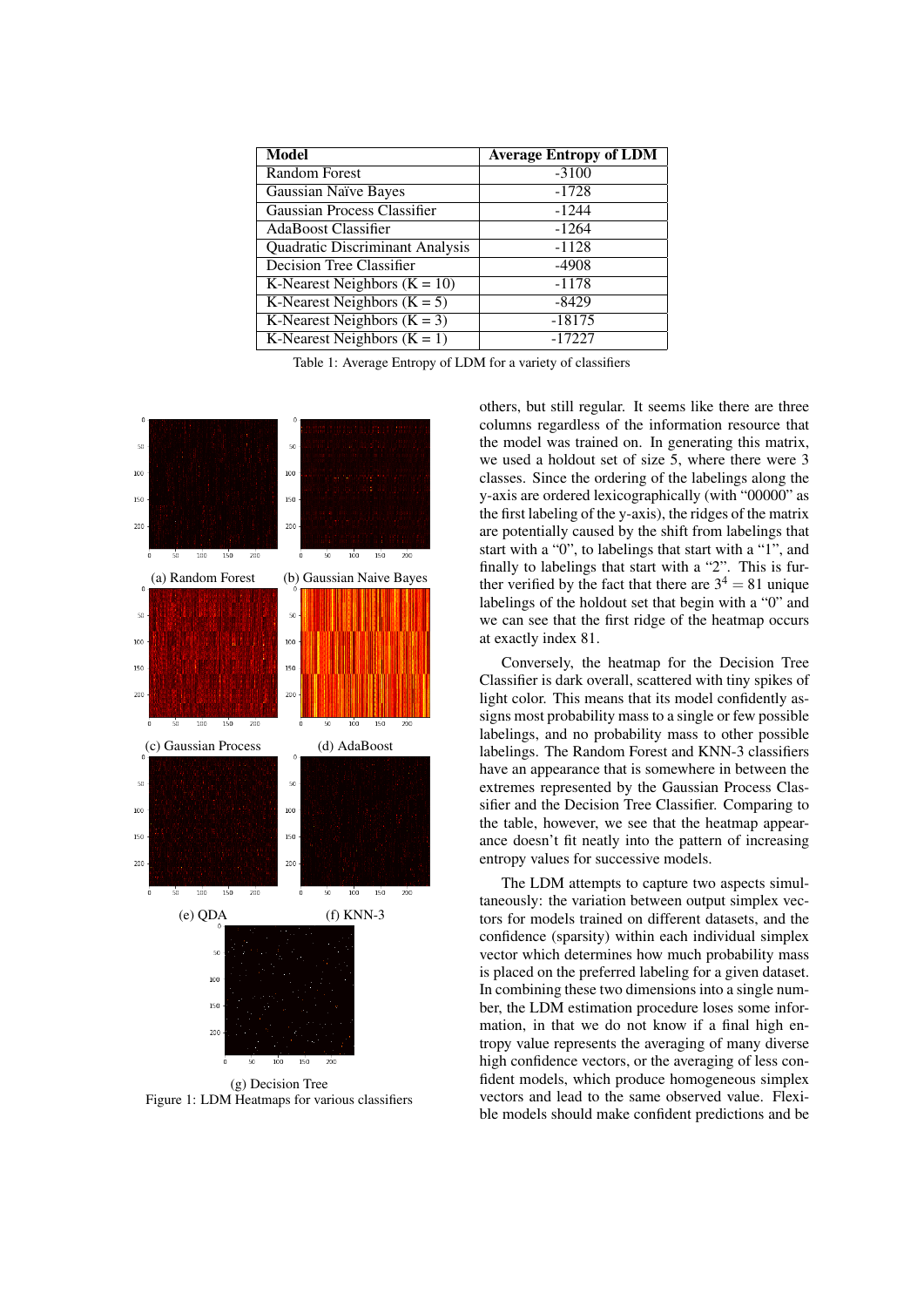| Model | Average Entropy of LDM |
|---|---|
| Random Forest | -3100 |
| Gaussian Naïve Bayes | -1728 |
| Gaussian Process Classifier | -1244 |
| AdaBoost Classifier | -1264 |
| Quadratic Discriminant Analysis | -1128 |
| Decision Tree Classifier | -4908 |
| K-Nearest Neighbors (K = 10) | -1178 |
| K-Nearest Neighbors (K = 5) | -8429 |
| K-Nearest Neighbors (K = 3) | -18175 |
| K-Nearest Neighbors (K = 1) | -17227 |

Table 1: Average Entropy of LDM for a variety of classifiers

(a) Random Forest (b) Gaussian Naive Bayes

(c) Gaussian Process (d) AdaBoost

(e) QDA (f) KNN-3

(g) Decision Tree

Figure 1: LDM Heatmaps for various classifiers

others, but still regular. It seems like there are three columns regardless of the information resource that the model was trained on. In generating this matrix, we used a holdout set of size 5, where there were 3 classes. Since the ordering of the labelings along the y-axis are ordered lexicographically (with "00000" as the first labeling of the y-axis), the ridges of the matrix are potentially caused by the shift from labelings that start with a "0", to labelings that start with a "1", and finally to labelings that start with a "2". This is further verified by the fact that there are $3^4 = 81$ unique labelings of the holdout set that begin with a "0" and we can see that the first ridge of the heatmap occurs at exactly index 81.

Conversely, the heatmap for the Decision Tree Classifier is dark overall, scattered with tiny spikes of light color. This means that its model confidently assigns most probability mass to a single or few possible labelings, and no probability mass to other possible labelings. The Random Forest and KNN-3 classifiers have an appearance that is somewhere in between the extremes represented by the Gaussian Process Classifier and the Decision Tree Classifier. Comparing to the table, however, we see that the heatmap appearance doesn't fit neatly into the pattern of increasing entropy values for successive models.

The LDM attempts to capture two aspects simultaneously: the variation between output simplex vectors for models trained on different datasets, and the confidence (sparsity) within each individual simplex vector which determines how much probability mass is placed on the preferred labeling for a given dataset. In combining these two dimensions into a single number, the LDM estimation procedure loses some information, in that we do not know if a final high entropy value represents the averaging of many diverse high confidence vectors, or the averaging of less confident models, which produce homogeneous simplex vectors and lead to the same observed value. Flexible models should make confident predictions and be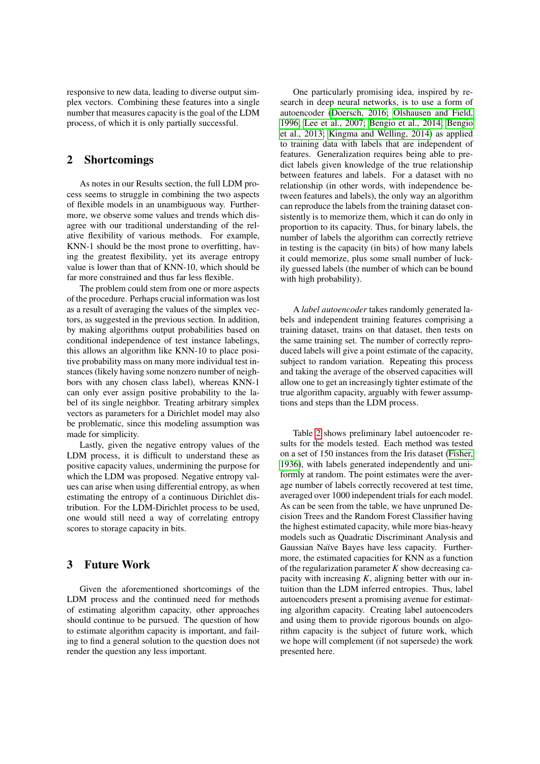responsive to new data, leading to diverse output simplex vectors. Combining these features into a single number that measures capacity is the goal of the LDM process, of which it is only partially successful.

## 2 Shortcomings

As notes in our Results section, the full LDM process seems to struggle in combining the two aspects of flexible models in an unambiguous way. Furthermore, we observe some values and trends which disagree with our traditional understanding of the relative flexibility of various methods. For example, KNN-1 should be the most prone to overfitting, having the greatest flexibility, yet its average entropy value is lower than that of KNN-10, which should be far more constrained and thus far less flexible.

The problem could stem from one or more aspects of the procedure. Perhaps crucial information was lost as a result of averaging the values of the simplex vectors, as suggested in the previous section. In addition, by making algorithms output probabilities based on conditional independence of test instance labelings, this allows an algorithm like KNN-10 to place positive probability mass on many more individual test instances (likely having some nonzero number of neighbors with any chosen class label), whereas KNN-1 can only ever assign positive probability to the label of its single neighbor. Treating arbitrary simplex vectors as parameters for a Dirichlet model may also be problematic, since this modeling assumption was made for simplicity.

Lastly, given the negative entropy values of the LDM process, it is difficult to understand these as positive capacity values, undermining the purpose for which the LDM was proposed. Negative entropy values can arise when using differential entropy, as when estimating the entropy of a continuous Dirichlet distribution. For the LDM-Dirichlet process to be used, one would still need a way of correlating entropy scores to storage capacity in bits.

## 3 Future Work

Given the aforementioned shortcomings of the LDM process and the continued need for methods of estimating algorithm capacity, other approaches should continue to be pursued. The question of how to estimate algorithm capacity is important, and failing to find a general solution to the question does not render the question any less important.

One particularly promising idea, inspired by research in deep neural networks, is to use a form of autoencoder (Doersch, 2016; Olshausen and Field, 1996; Lee et al., 2007; Bengio et al., 2014; Bengio et al., 2013; Kingma and Welling, 2014) as applied to training data with labels that are independent of features. Generalization requires being able to predict labels given knowledge of the true relationship between features and labels. For a dataset with no relationship (in other words, with independence between features and labels), the only way an algorithm can reproduce the labels from the training dataset consistently is to memorize them, which it can do only in proportion to its capacity. Thus, for binary labels, the number of labels the algorithm can correctly retrieve in testing is the capacity (in bits) of how many labels it could memorize, plus some small number of luckily guessed labels (the number of which can be bound with high probability).

A *label autoencoder* takes randomly generated labels and independent training features comprising a training dataset, trains on that dataset, then tests on the same training set. The number of correctly reproduced labels will give a point estimate of the capacity, subject to random variation. Repeating this process and taking the average of the observed capacities will allow one to get an increasingly tighter estimate of the true algorithm capacity, arguably with fewer assumptions and steps than the LDM process.

Table 2 shows preliminary label autoencoder results for the models tested. Each method was tested on a set of 150 instances from the Iris dataset (Fisher, 1936), with labels generated independently and uniformly at random. The point estimates were the average number of labels correctly recovered at test time, averaged over 1000 independent trials for each model. As can be seen from the table, we have unpruned Decision Trees and the Random Forest Classifier having the highest estimated capacity, while more bias-heavy models such as Quadratic Discriminant Analysis and Gaussian Naïve Bayes have less capacity. Furthermore, the estimated capacities for KNN as a function of the regularization parameter $K$ show decreasing capacity with increasing $K$, aligning better with our intuition than the LDM inferred entropies. Thus, label autoencoders present a promising avenue for estimating algorithm capacity. Creating label autoencoders and using them to provide rigorous bounds on algorithm capacity is the subject of future work, which we hope will complement (if not supersede) the work presented here.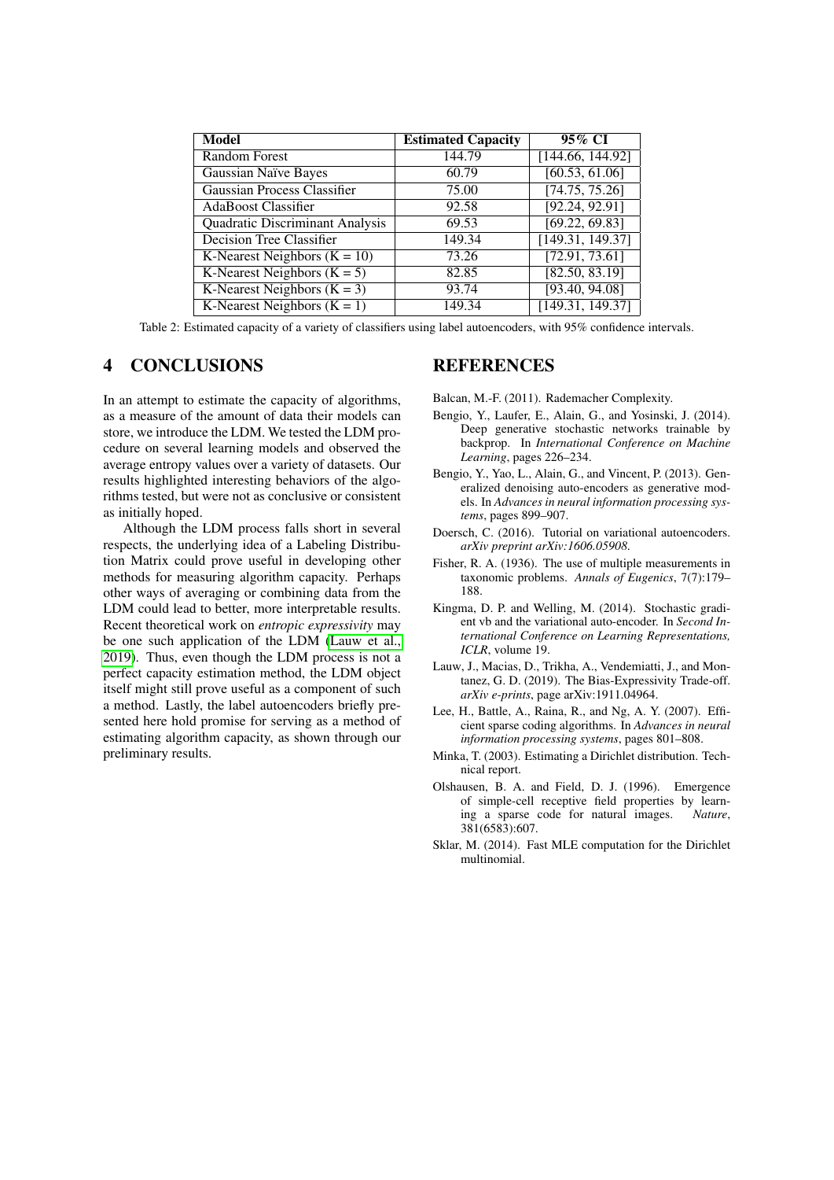| Model | Estimated Capacity | 95% CI |
| --- | --- | --- |
| Random Forest | 144.79 | [144.66, 144.92] |
| Gaussian Naïve Bayes | 60.79 | [60.53, 61.06] |
| Gaussian Process Classifier | 75.00 | [74.75, 75.26] |
| AdaBoost Classifier | 92.58 | [92.24, 92.91] |
| Quadratic Discriminant Analysis | 69.53 | [69.22, 69.83] |
| Decision Tree Classifier | 149.34 | [149.31, 149.37] |
| K-Nearest Neighbors (K = 10) | 73.26 | [72.91, 73.61] |
| K-Nearest Neighbors (K = 5) | 82.85 | [82.50, 83.19] |
| K-Nearest Neighbors (K = 3) | 93.74 | [93.40, 94.08] |
| K-Nearest Neighbors (K = 1) | 149.34 | [149.31, 149.37] |

Table 2: Estimated capacity of a variety of classifiers using label autoencoders, with 95% confidence intervals.

# 4 CONCLUSIONS

In an attempt to estimate the capacity of algorithms, as a measure of the amount of data their models can store, we introduce the LDM. We tested the LDM procedure on several learning models and observed the average entropy values over a variety of datasets. Our results highlighted interesting behaviors of the algorithms tested, but were not as conclusive or consistent as initially hoped.

Although the LDM process falls short in several respects, the underlying idea of a Labeling Distribution Matrix could prove useful in developing other methods for measuring algorithm capacity. Perhaps other ways of averaging or combining data from the LDM could lead to better, more interpretable results. Recent theoretical work on *entropic expressivity* may be one such application of the LDM (Lauw et al., 2019). Thus, even though the LDM process is not a perfect capacity estimation method, the LDM object itself might still prove useful as a component of such a method. Lastly, the label autoencoders briefly presented here hold promise for serving as a method of estimating algorithm capacity, as shown through our preliminary results.

# REFERENCES

Balcan, M.-F. (2011). Rademacher Complexity.

Bengio, Y., Laufer, E., Alain, G., and Yosinski, J. (2014). Deep generative stochastic networks trainable by backprop. In *International Conference on Machine Learning*, pages 226–234.

Bengio, Y., Yao, L., Alain, G., and Vincent, P. (2013). Generalized denoising auto-encoders as generative models. In *Advances in neural information processing systems*, pages 899–907.

Doersch, C. (2016). Tutorial on variational autoencoders. *arXiv preprint arXiv:1606.05908*.

Fisher, R. A. (1936). The use of multiple measurements in taxonomic problems. *Annals of Eugenics*, 7(7):179–188.

Kingma, D. P. and Welling, M. (2014). Stochastic gradient vb and the variational auto-encoder. In *Second International Conference on Learning Representations, ICLR*, volume 19.

Lauw, J., Macias, D., Trikha, A., Vendemiatti, J., and Montanez, G. D. (2019). The Bias-Expressivity Trade-off. *arXiv e-prints*, page arXiv:1911.04964.

Lee, H., Battle, A., Raina, R., and Ng, A. Y. (2007). Efficient sparse coding algorithms. In *Advances in neural information processing systems*, pages 801–808.

Minka, T. (2003). Estimating a Dirichlet distribution. Technical report.

Olshausen, B. A. and Field, D. J. (1996). Emergence of simple-cell receptive field properties by learning a sparse code for natural images. *Nature*, 381(6583):607.

Sklar, M. (2014). Fast MLE computation for the Dirichlet multinomial.